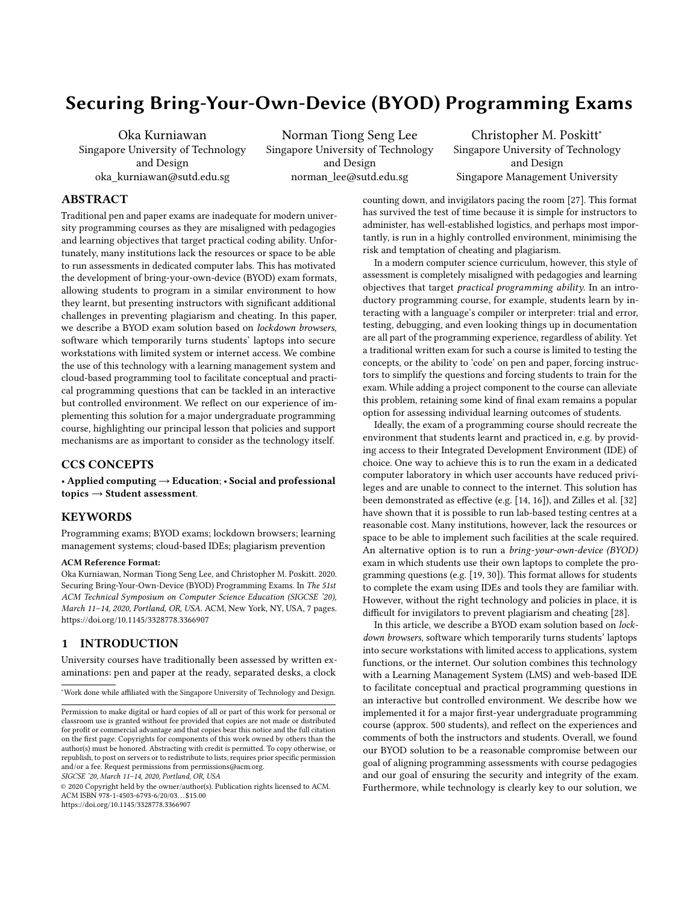# Securing Bring-Your-Own-Device (BYOD) Programming Exams

Oka Kurniawan
Singapore University of Technology and Design
oka_kurniawan@sutd.edu.sg

Norman Tiong Seng Lee
Singapore University of Technology and Design
norman_lee@sutd.edu.sg

Christopher M. Poskitt*
Singapore University of Technology and Design
Singapore Management University

## ABSTRACT

Traditional pen and paper exams are inadequate for modern university programming courses as they are misaligned with pedagogies and learning objectives that target practical coding ability. Unfortunately, many institutions lack the resources or space to be able to run assessments in dedicated computer labs. This has motivated the development of bring-your-own-device (BYOD) exam formats, allowing students to program in a similar environment to how they learnt, but presenting instructors with significant additional challenges in preventing plagiarism and cheating. In this paper, we describe a BYOD exam solution based on *lockdown browsers*, software which temporarily turns students' laptops into secure workstations with limited system or internet access. We combine the use of this technology with a learning management system and cloud-based programming tool to facilitate conceptual and practical programming questions that can be tackled in an interactive but controlled environment. We reflect on our experience of implementing this solution for a major undergraduate programming course, highlighting our principal lesson that policies and support mechanisms are as important to consider as the technology itself.

## CCS CONCEPTS

• **Applied computing → Education**; • **Social and professional topics → Student assessment**.

## KEYWORDS

Programming exams; BYOD exams; lockdown browsers; learning management systems; cloud-based IDEs; plagiarism prevention

**ACM Reference Format:**
Oka Kurniawan, Norman Tiong Seng Lee, and Christopher M. Poskitt. 2020. Securing Bring-Your-Own-Device (BYOD) Programming Exams. In *The 51st ACM Technical Symposium on Computer Science Education (SIGCSE '20), March 11–14, 2020, Portland, OR, USA.* ACM, New York, NY, USA, 7 pages. https://doi.org/10.1145/3328778.3366907

## 1 INTRODUCTION

University courses have traditionally been assessed by written examinations: pen and paper at the ready, separated desks, a clock counting down, and invigilators pacing the room [27]. This format has survived the test of time because it is simple for instructors to administer, has well-established logistics, and perhaps most importantly, is run in a highly controlled environment, minimising the risk and temptation of cheating and plagiarism.

In a modern computer science curriculum, however, this style of assessment is completely misaligned with pedagogies and learning objectives that target *practical programming ability*. In an introductory programming course, for example, students learn by interacting with a language's compiler or interpreter: trial and error, testing, debugging, and even looking things up in documentation are all part of the programming experience, regardless of ability. Yet a traditional written exam for such a course is limited to testing the concepts, or the ability to 'code' on pen and paper, forcing instructors to simplify the questions and forcing students to train for the exam. While adding a project component to the course can alleviate this problem, retaining some kind of final exam remains a popular option for assessing individual learning outcomes of students.

Ideally, the exam of a programming course should recreate the environment that students learnt and practiced in, e.g. by providing access to their Integrated Development Environment (IDE) of choice. One way to achieve this is to run the exam in a dedicated computer laboratory in which user accounts have reduced privileges and are unable to connect to the internet. This solution has been demonstrated as effective (e.g. [14, 16]), and Zilles et al. [32] have shown that it is possible to run lab-based testing centres at a reasonable cost. Many institutions, however, lack the resources or space to be able to implement such facilities at the scale required. An alternative option is to run a *bring-your-own-device (BYOD)* exam in which students use their own laptops to complete the programming questions (e.g. [19, 30]). This format allows for students to complete the exam using IDEs and tools they are familiar with. However, without the right technology and policies in place, it is difficult for invigilators to prevent plagiarism and cheating [28].

In this article, we describe a BYOD exam solution based on *lockdown browsers*, software which temporarily turns students' laptops into secure workstations with limited access to applications, system functions, or the internet. Our solution combines this technology with a Learning Management System (LMS) and web-based IDE to facilitate conceptual and practical programming questions in an interactive but controlled environment. We describe how we implemented it for a major first-year undergraduate programming course (approx. 500 students), and reflect on the experiences and comments of both the instructors and students. Overall, we found our BYOD solution to be a reasonable compromise between our goal of aligning programming assessments with course pedagogies and our goal of ensuring the security and integrity of the exam. Furthermore, while technology is clearly key to our solution, we

*Work done while affiliated with the Singapore University of Technology and Design.

Permission to make digital or hard copies of all or part of this work for personal or classroom use is granted without fee provided that copies are not made or distributed for profit or commercial advantage and that copies bear this notice and the full citation on the first page. Copyrights for components of this work owned by others than the author(s) must be honored. Abstracting with credit is permitted. To copy otherwise, or republish, to post on servers or to redistribute to lists, requires prior specific permission and/or a fee. Request permissions from permissions@acm.org.
*SIGCSE '20, March 11–14, 2020, Portland, OR, USA*
© 2020 Copyright held by the owner/author(s). Publication rights licensed to ACM.
ACM ISBN 978-1-4503-6793-6/20/03...$15.00
https://doi.org/10.1145/3328778.3366907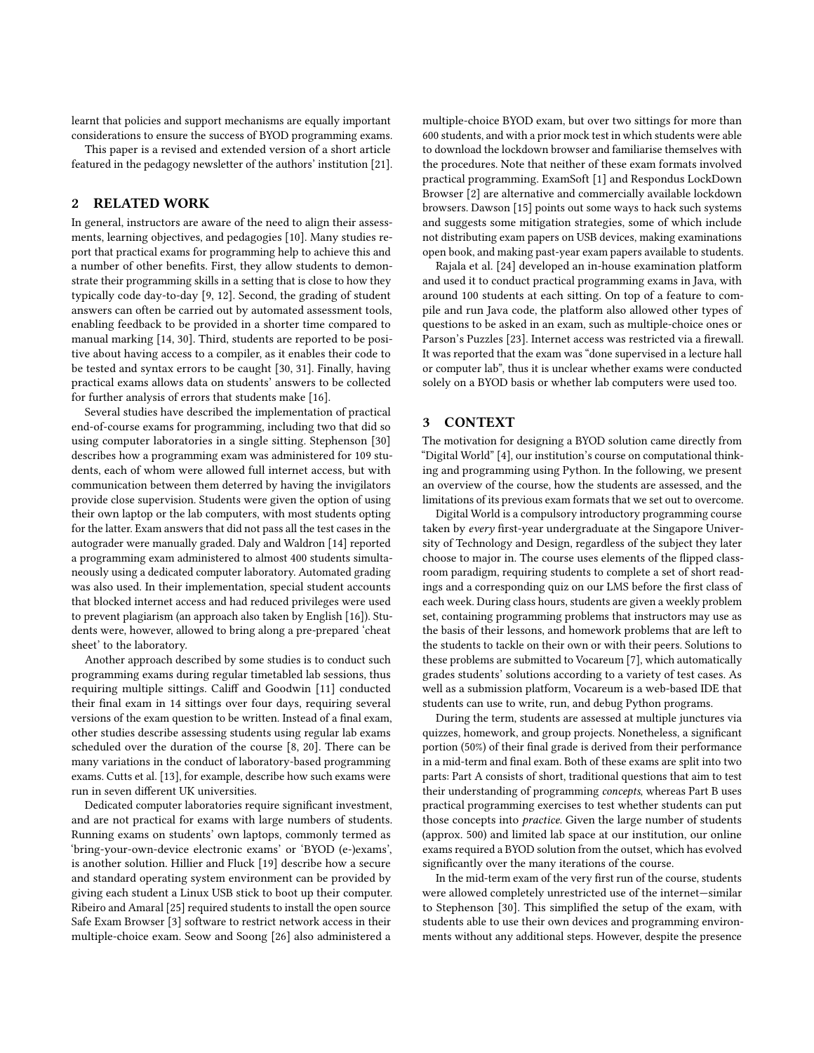learnt that policies and support mechanisms are equally important considerations to ensure the success of BYOD programming exams.

This paper is a revised and extended version of a short article featured in the pedagogy newsletter of the authors' institution [21].

## 2 RELATED WORK

In general, instructors are aware of the need to align their assessments, learning objectives, and pedagogies [10]. Many studies report that practical exams for programming help to achieve this and a number of other benefits. First, they allow students to demonstrate their programming skills in a setting that is close to how they typically code day-to-day [9, 12]. Second, the grading of student answers can often be carried out by automated assessment tools, enabling feedback to be provided in a shorter time compared to manual marking [14, 30]. Third, students are reported to be positive about having access to a compiler, as it enables their code to be tested and syntax errors to be caught [30, 31]. Finally, having practical exams allows data on students' answers to be collected for further analysis of errors that students make [16].

Several studies have described the implementation of practical end-of-course exams for programming, including two that did so using computer laboratories in a single sitting. Stephenson [30] describes how a programming exam was administered for 109 students, each of whom were allowed full internet access, but with communication between them deterred by having the invigilators provide close supervision. Students were given the option of using their own laptop or the lab computers, with most students opting for the latter. Exam answers that did not pass all the test cases in the autograder were manually graded. Daly and Waldron [14] reported a programming exam administered to almost 400 students simultaneously using a dedicated computer laboratory. Automated grading was also used. In their implementation, special student accounts that blocked internet access and had reduced privileges were used to prevent plagiarism (an approach also taken by English [16]). Students were, however, allowed to bring along a pre-prepared 'cheat sheet' to the laboratory.

Another approach described by some studies is to conduct such programming exams during regular timetabled lab sessions, thus requiring multiple sittings. Califf and Goodwin [11] conducted their final exam in 14 sittings over four days, requiring several versions of the exam question to be written. Instead of a final exam, other studies describe assessing students using regular lab exams scheduled over the duration of the course [8, 20]. There can be many variations in the conduct of laboratory-based programming exams. Cutts et al. [13], for example, describe how such exams were run in seven different UK universities.

Dedicated computer laboratories require significant investment, and are not practical for exams with large numbers of students. Running exams on students' own laptops, commonly termed as 'bring-your-own-device electronic exams' or 'BYOD (e-)exams', is another solution. Hillier and Fluck [19] describe how a secure and standard operating system environment can be provided by giving each student a Linux USB stick to boot up their computer. Ribeiro and Amaral [25] required students to install the open source Safe Exam Browser [3] software to restrict network access in their multiple-choice exam. Seow and Soong [26] also administered a multiple-choice BYOD exam, but over two sittings for more than 600 students, and with a prior mock test in which students were able to download the lockdown browser and familiarise themselves with the procedures. Note that neither of these exam formats involved practical programming. ExamSoft [1] and Respondus LockDown Browser [2] are alternative and commercially available lockdown browsers. Dawson [15] points out some ways to hack such systems and suggests some mitigation strategies, some of which include not distributing exam papers on USB devices, making examinations open book, and making past-year exam papers available to students.

Rajala et al. [24] developed an in-house examination platform and used it to conduct practical programming exams in Java, with around 100 students at each sitting. On top of a feature to compile and run Java code, the platform also allowed other types of questions to be asked in an exam, such as multiple-choice ones or Parson's Puzzles [23]. Internet access was restricted via a firewall. It was reported that the exam was "done supervised in a lecture hall or computer lab", thus it is unclear whether exams were conducted solely on a BYOD basis or whether lab computers were used too.

## 3 CONTEXT

The motivation for designing a BYOD solution came directly from "Digital World" [4], our institution's course on computational thinking and programming using Python. In the following, we present an overview of the course, how the students are assessed, and the limitations of its previous exam formats that we set out to overcome.

Digital World is a compulsory introductory programming course taken by *every* first-year undergraduate at the Singapore University of Technology and Design, regardless of the subject they later choose to major in. The course uses elements of the flipped classroom paradigm, requiring students to complete a set of short readings and a corresponding quiz on our LMS before the first class of each week. During class hours, students are given a weekly problem set, containing programming problems that instructors may use as the basis of their lessons, and homework problems that are left to the students to tackle on their own or with their peers. Solutions to these problems are submitted to Vocareum [7], which automatically grades students' solutions according to a variety of test cases. As well as a submission platform, Vocareum is a web-based IDE that students can use to write, run, and debug Python programs.

During the term, students are assessed at multiple junctures via quizzes, homework, and group projects. Nonetheless, a significant portion (50%) of their final grade is derived from their performance in a mid-term and final exam. Both of these exams are split into two parts: Part A consists of short, traditional questions that aim to test their understanding of programming *concepts*, whereas Part B uses practical programming exercises to test whether students can put those concepts into *practice*. Given the large number of students (approx. 500) and limited lab space at our institution, our online exams required a BYOD solution from the outset, which has evolved significantly over the many iterations of the course.

In the mid-term exam of the very first run of the course, students were allowed completely unrestricted use of the internet—similar to Stephenson [30]. This simplified the setup of the exam, with students able to use their own devices and programming environments without any additional steps. However, despite the presence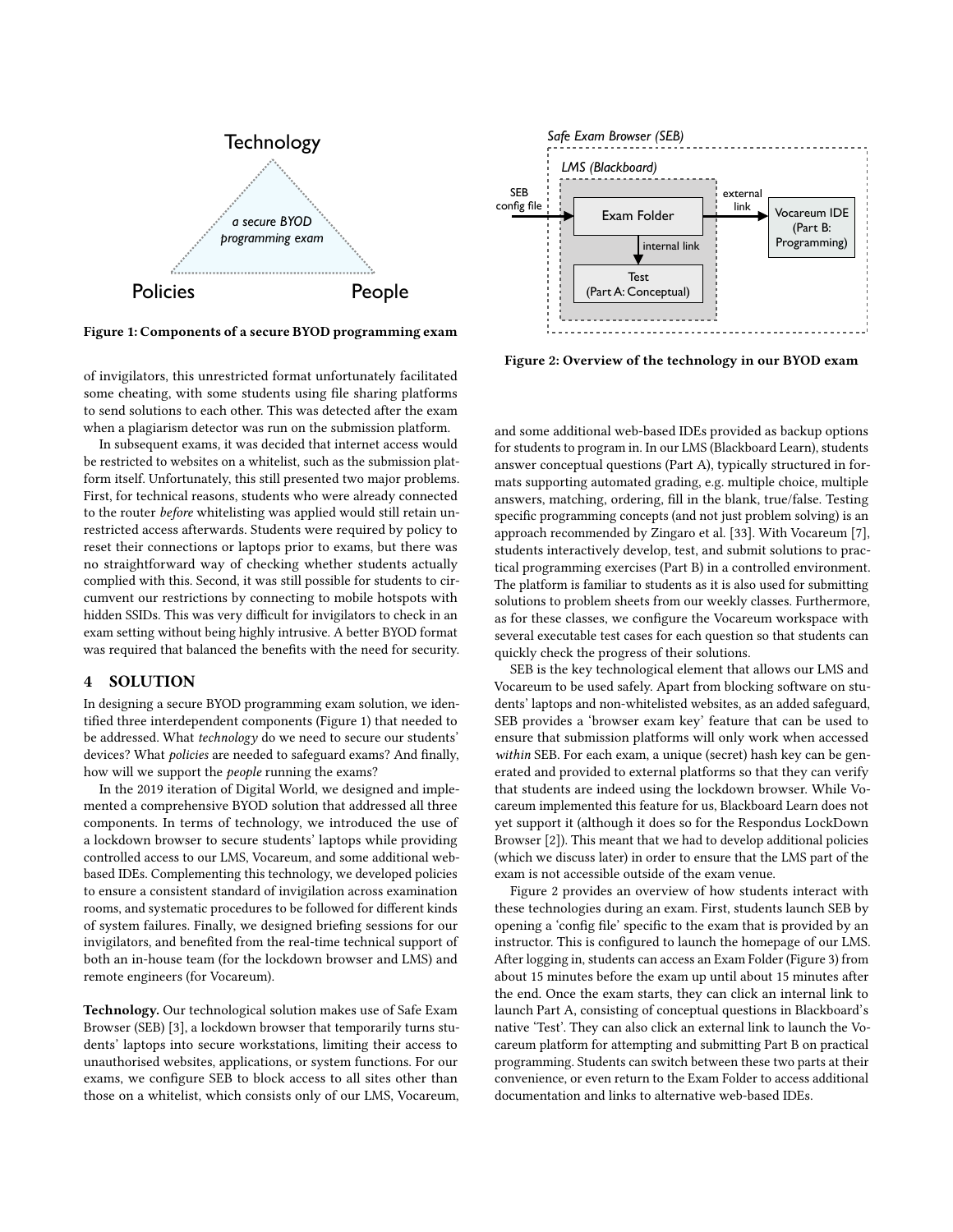Technology

a secure BYOD programming exam

Policies

People

**Figure 1: Components of a secure BYOD programming exam**

Safe Exam Browser (SEB)

LMS (Blackboard)

SEB config file

Exam Folder

external link

Vocareum IDE (Part B: Programming)

internal link

Test (Part A: Conceptual)

**Figure 2: Overview of the technology in our BYOD exam**

of invigilators, this unrestricted format unfortunately facilitated some cheating, with some students using file sharing platforms to send solutions to each other. This was detected after the exam when a plagiarism detector was run on the submission platform.

In subsequent exams, it was decided that internet access would be restricted to websites on a whitelist, such as the submission platform itself. Unfortunately, this still presented two major problems. First, for technical reasons, students who were already connected to the router *before* whitelisting was applied would still retain unrestricted access afterwards. Students were required by policy to reset their connections or laptops prior to exams, but there was no straightforward way of checking whether students actually complied with this. Second, it was still possible for students to circumvent our restrictions by connecting to mobile hotspots with hidden SSIDs. This was very difficult for invigilators to check in an exam setting without being highly intrusive. A better BYOD format was required that balanced the benefits with the need for security.

## 4 SOLUTION

In designing a secure BYOD programming exam solution, we identified three interdependent components (Figure 1) that needed to be addressed. What *technology* do we need to secure our students' devices? What *policies* are needed to safeguard exams? And finally, how will we support the *people* running the exams?

In the 2019 iteration of Digital World, we designed and implemented a comprehensive BYOD solution that addressed all three components. In terms of technology, we introduced the use of a lockdown browser to secure students' laptops while providing controlled access to our LMS, Vocareum, and some additional web-based IDEs. Complementing this technology, we developed policies to ensure a consistent standard of invigilation across examination rooms, and systematic procedures to be followed for different kinds of system failures. Finally, we designed briefing sessions for our invigilators, and benefited from the real-time technical support of both an in-house team (for the lockdown browser and LMS) and remote engineers (for Vocareum).

**Technology.** Our technological solution makes use of Safe Exam Browser (SEB) [3], a lockdown browser that temporarily turns students' laptops into secure workstations, limiting their access to unauthorised websites, applications, or system functions. For our exams, we configure SEB to block access to all sites other than those on a whitelist, which consists only of our LMS, Vocareum, and some additional web-based IDEs provided as backup options for students to program in. In our LMS (Blackboard Learn), students answer conceptual questions (Part A), typically structured in formats supporting automated grading, e.g. multiple choice, multiple answers, matching, ordering, fill in the blank, true/false. Testing specific programming concepts (and not just problem solving) is an approach recommended by Zingaro et al. [33]. With Vocareum [7], students interactively develop, test, and submit solutions to practical programming exercises (Part B) in a controlled environment. The platform is familiar to students as it is also used for submitting solutions to problem sheets from our weekly classes. Furthermore, as for these classes, we configure the Vocareum workspace with several executable test cases for each question so that students can quickly check the progress of their solutions.

SEB is the key technological element that allows our LMS and Vocareum to be used safely. Apart from blocking software on students' laptops and non-whitelisted websites, as an added safeguard, SEB provides a 'browser exam key' feature that can be used to ensure that submission platforms will only work when accessed *within* SEB. For each exam, a unique (secret) hash key can be generated and provided to external platforms so that they can verify that students are indeed using the lockdown browser. While Vocareum implemented this feature for us, Blackboard Learn does not yet support it (although it does so for the Respondus LockDown Browser [2]). This meant that we had to develop additional policies (which we discuss later) in order to ensure that the LMS part of the exam is not accessible outside of the exam venue.

Figure 2 provides an overview of how students interact with these technologies during an exam. First, students launch SEB by opening a 'config file' specific to the exam that is provided by an instructor. This is configured to launch the homepage of our LMS. After logging in, students can access an Exam Folder (Figure 3) from about 15 minutes before the exam up until about 15 minutes after the end. Once the exam starts, they can click an internal link to launch Part A, consisting of conceptual questions in Blackboard's native 'Test'. They can also click an external link to launch the Vocareum platform for attempting and submitting Part B on practical programming. Students can switch between these two parts at their convenience, or even return to the Exam Folder to access additional documentation and links to alternative web-based IDEs.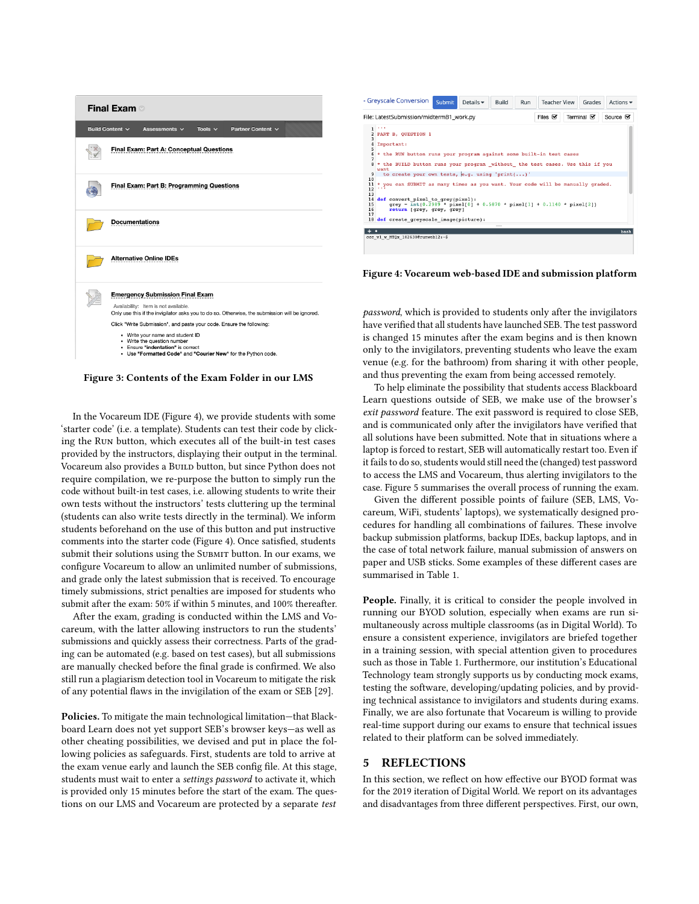Figure 3: Contents of the Exam Folder in our LMS

Figure 4: Vocareum web-based IDE and submission platform

In the Vocareum IDE (Figure 4), we provide students with some 'starter code' (i.e. a template). Students can test their code by clicking the RUN button, which executes all of the built-in test cases provided by the instructors, displaying their output in the terminal. Vocareum also provides a BUILD button, but since Python does not require compilation, we re-purpose the button to simply run the code without built-in test cases, i.e. allowing students to write their own tests without the instructors' tests cluttering up the terminal (students can also write tests directly in the terminal). We inform students beforehand on the use of this button and put instructive comments into the starter code (Figure 4). Once satisfied, students submit their solutions using the SUBMIT button. In our exams, we configure Vocareum to allow an unlimited number of submissions, and grade only the latest submission that is received. To encourage timely submissions, strict penalties are imposed for students who submit after the exam: 50% if within 5 minutes, and 100% thereafter.

After the exam, grading is conducted within the LMS and Vocareum, with the latter allowing instructors to run the students' submissions and quickly assess their correctness. Parts of the grading can be automated (e.g. based on test cases), but all submissions are manually checked before the final grade is confirmed. We also still run a plagiarism detection tool in Vocareum to mitigate the risk of any potential flaws in the invigilation of the exam or SEB [29].

**Policies.** To mitigate the main technological limitation—that Blackboard Learn does not yet support SEB's browser keys—as well as other cheating possibilities, we devised and put in place the following policies as safeguards. First, students are told to arrive at the exam venue early and launch the SEB config file. At this stage, students must wait to enter a *settings password* to activate it, which is provided only 15 minutes before the start of the exam. The questions on our LMS and Vocareum are protected by a separate *test password*, which is provided to students only after the invigilators have verified that all students have launched SEB. The test password is changed 15 minutes after the exam begins and is then known only to the invigilators, preventing students who leave the exam venue (e.g. for the bathroom) from sharing it with other people, and thus preventing the exam from being accessed remotely.

To help eliminate the possibility that students access Blackboard Learn questions outside of SEB, we make use of the browser's *exit password* feature. The exit password is required to close SEB, and is communicated only after the invigilators have verified that all solutions have been submitted. Note that in situations where a laptop is forced to restart, SEB will automatically restart too. Even if it fails to do so, students would still need the (changed) test password to access the LMS and Vocareum, thus alerting invigilators to the case. Figure 5 summarises the overall process of running the exam.

Given the different possible points of failure (SEB, LMS, Vocareum, WiFi, students' laptops), we systematically designed procedures for handling all combinations of failures. These involve backup submission platforms, backup IDEs, backup laptops, and in the case of total network failure, manual submission of answers on paper and USB sticks. Some examples of these different cases are summarised in Table 1.

**People.** Finally, it is critical to consider the people involved in running our BYOD solution, especially when exams are run simultaneously across multiple classrooms (as in Digital World). To ensure a consistent experience, invigilators are briefed together in a training session, with special attention given to procedures such as those in Table 1. Furthermore, our institution's Educational Technology team strongly supports us by conducting mock exams, testing the software, developing/updating policies, and by providing technical assistance to invigilators and students during exams. Finally, we are also fortunate that Vocareum is willing to provide real-time support during our exams to ensure that technical issues related to their platform can be solved immediately.

## 5 REFLECTIONS

In this section, we reflect on how effective our BYOD format was for the 2019 iteration of Digital World. We report on its advantages and disadvantages from three different perspectives. First, our own,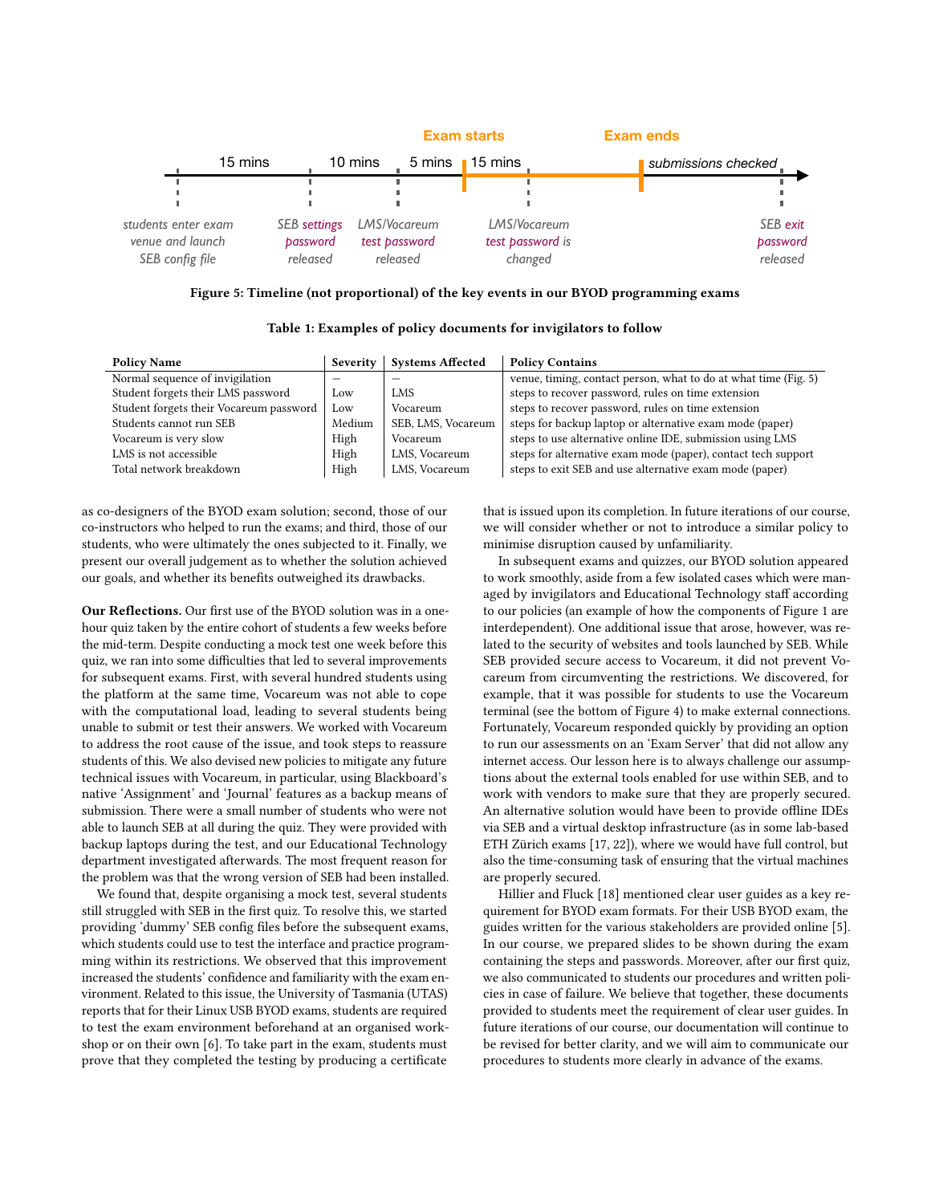Exam starts

Exam ends

15 mins

10 mins

5 mins

15 mins

*submissions checked*

*students enter exam venue and launch SEB config file*

*SEB settings password released*

*LMS/Vocareum test password released*

*LMS/Vocareum test password is changed*

*SEB exit password released*

**Figure 5: Timeline (not proportional) of the key events in our BYOD programming exams**

**Table 1: Examples of policy documents for invigilators to follow**

| Policy Name | Severity | Systems Affected | Policy Contains |
|---|---|---|---|
| Normal sequence of invigilation | – | – | venue, timing, contact person, what to do at what time (Fig. 5) |
| Student forgets their LMS password | Low | LMS | steps to recover password, rules on time extension |
| Student forgets their Vocareum password | Low | Vocareum | steps to recover password, rules on time extension |
| Students cannot run SEB | Medium | SEB, LMS, Vocareum | steps for backup laptop or alternative exam mode (paper) |
| Vocareum is very slow | High | Vocareum | steps to use alternative online IDE, submission using LMS |
| LMS is not accessible | High | LMS, Vocareum | steps for alternative exam mode (paper), contact tech support |
| Total network breakdown | High | LMS, Vocareum | steps to exit SEB and use alternative exam mode (paper) |

as co-designers of the BYOD exam solution; second, those of our co-instructors who helped to run the exams; and third, those of our students, who were ultimately the ones subjected to it. Finally, we present our overall judgement as to whether the solution achieved our goals, and whether its benefits outweighed its drawbacks.

**Our Reflections.** Our first use of the BYOD solution was in a one-hour quiz taken by the entire cohort of students a few weeks before the mid-term. Despite conducting a mock test one week before this quiz, we ran into some difficulties that led to several improvements for subsequent exams. First, with several hundred students using the platform at the same time, Vocareum was not able to cope with the computational load, leading to several students being unable to submit or test their answers. We worked with Vocareum to address the root cause of the issue, and took steps to reassure students of this. We also devised new policies to mitigate any future technical issues with Vocareum, in particular, using Blackboard's native 'Assignment' and 'Journal' features as a backup means of submission. There were a small number of students who were not able to launch SEB at all during the quiz. They were provided with backup laptops during the test, and our Educational Technology department investigated afterwards. The most frequent reason for the problem was that the wrong version of SEB had been installed.

We found that, despite organising a mock test, several students still struggled with SEB in the first quiz. To resolve this, we started providing 'dummy' SEB config files before the subsequent exams, which students could use to test the interface and practice programming within its restrictions. We observed that this improvement increased the students' confidence and familiarity with the exam environment. Related to this issue, the University of Tasmania (UTAS) reports that for their Linux USB BYOD exams, students are required to test the exam environment beforehand at an organised workshop or on their own [6]. To take part in the exam, students must prove that they completed the testing by producing a certificate that is issued upon its completion. In future iterations of our course, we will consider whether or not to introduce a similar policy to minimise disruption caused by unfamiliarity.

In subsequent exams and quizzes, our BYOD solution appeared to work smoothly, aside from a few isolated cases which were managed by invigilators and Educational Technology staff according to our policies (an example of how the components of Figure 1 are interdependent). One additional issue that arose, however, was related to the security of websites and tools launched by SEB. While SEB provided secure access to Vocareum, it did not prevent Vocareum from circumventing the restrictions. We discovered, for example, that it was possible for students to use the Vocareum terminal (see the bottom of Figure 4) to make external connections. Fortunately, Vocareum responded quickly by providing an option to run our assessments on an 'Exam Server' that did not allow any internet access. Our lesson here is to always challenge our assumptions about the external tools enabled for use within SEB, and to work with vendors to make sure that they are properly secured. An alternative solution would have been to provide offline IDEs via SEB and a virtual desktop infrastructure (as in some lab-based ETH Zürich exams [17, 22]), where we would have full control, but also the time-consuming task of ensuring that the virtual machines are properly secured.

Hillier and Fluck [18] mentioned clear user guides as a key requirement for BYOD exam formats. For their USB BYOD exam, the guides written for the various stakeholders are provided online [5]. In our course, we prepared slides to be shown during the exam containing the steps and passwords. Moreover, after our first quiz, we also communicated to students our procedures and written policies in case of failure. We believe that together, these documents provided to students meet the requirement of clear user guides. In future iterations of our course, our documentation will continue to be revised for better clarity, and we will aim to communicate our procedures to students more clearly in advance of the exams.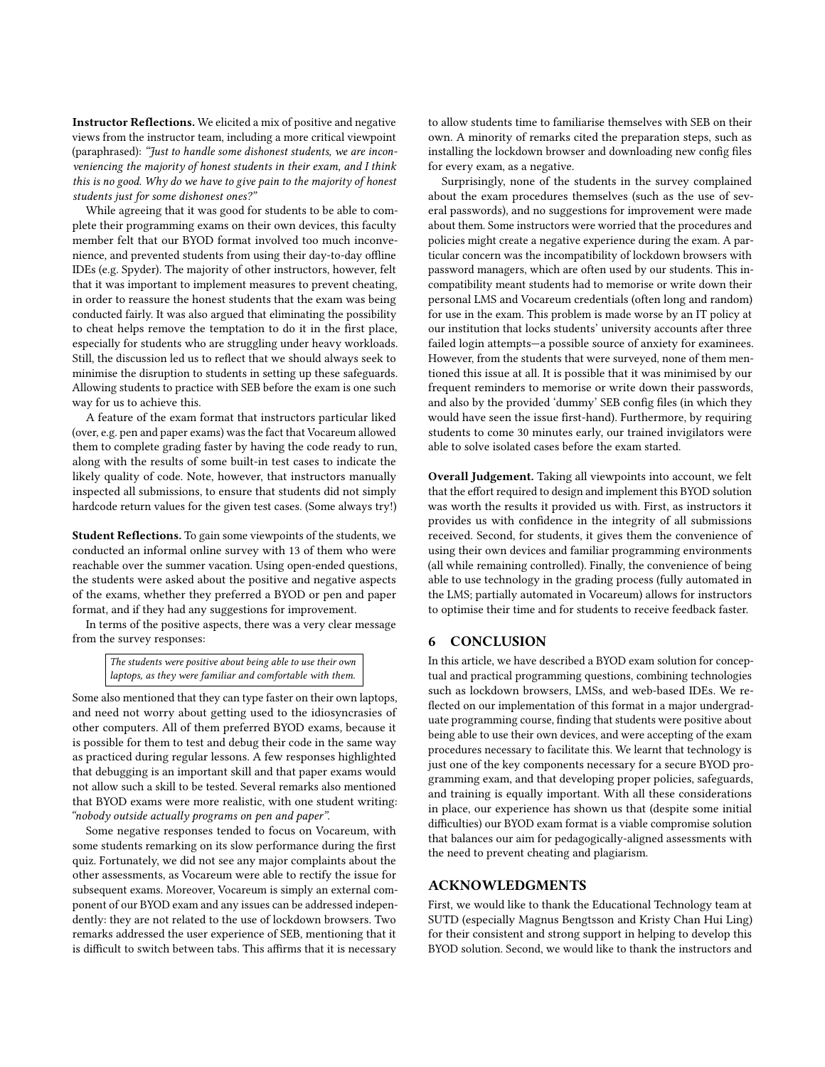**Instructor Reflections.** We elicited a mix of positive and negative views from the instructor team, including a more critical viewpoint (paraphrased): *"Just to handle some dishonest students, we are inconveniencing the majority of honest students in their exam, and I think this is no good. Why do we have to give pain to the majority of honest students just for some dishonest ones?"*

While agreeing that it was good for students to be able to complete their programming exams on their own devices, this faculty member felt that our BYOD format involved too much inconvenience, and prevented students from using their day-to-day offline IDEs (e.g. Spyder). The majority of other instructors, however, felt that it was important to implement measures to prevent cheating, in order to reassure the honest students that the exam was being conducted fairly. It was also argued that eliminating the possibility to cheat helps remove the temptation to do it in the first place, especially for students who are struggling under heavy workloads. Still, the discussion led us to reflect that we should always seek to minimise the disruption to students in setting up these safeguards. Allowing students to practice with SEB before the exam is one such way for us to achieve this.

A feature of the exam format that instructors particular liked (over, e.g. pen and paper exams) was the fact that Vocareum allowed them to complete grading faster by having the code ready to run, along with the results of some built-in test cases to indicate the likely quality of code. Note, however, that instructors manually inspected all submissions, to ensure that students did not simply hardcode return values for the given test cases. (Some always try!)

**Student Reflections.** To gain some viewpoints of the students, we conducted an informal online survey with 13 of them who were reachable over the summer vacation. Using open-ended questions, the students were asked about the positive and negative aspects of the exams, whether they preferred a BYOD or pen and paper format, and if they had any suggestions for improvement.

In terms of the positive aspects, there was a very clear message from the survey responses:

> *The students were positive about being able to use their own laptops, as they were familiar and comfortable with them.*

Some also mentioned that they can type faster on their own laptops, and need not worry about getting used to the idiosyncrasies of other computers. All of them preferred BYOD exams, because it is possible for them to test and debug their code in the same way as practiced during regular lessons. A few responses highlighted that debugging is an important skill and that paper exams would not allow such a skill to be tested. Several remarks also mentioned that BYOD exams were more realistic, with one student writing: *"nobody outside actually programs on pen and paper"*.

Some negative responses tended to focus on Vocareum, with some students remarking on its slow performance during the first quiz. Fortunately, we did not see any major complaints about the other assessments, as Vocareum were able to rectify the issue for subsequent exams. Moreover, Vocareum is simply an external component of our BYOD exam and any issues can be addressed independently: they are not related to the use of lockdown browsers. Two remarks addressed the user experience of SEB, mentioning that it is difficult to switch between tabs. This affirms that it is necessary to allow students time to familiarise themselves with SEB on their own. A minority of remarks cited the preparation steps, such as installing the lockdown browser and downloading new config files for every exam, as a negative.

Surprisingly, none of the students in the survey complained about the exam procedures themselves (such as the use of several passwords), and no suggestions for improvement were made about them. Some instructors were worried that the procedures and policies might create a negative experience during the exam. A particular concern was the incompatibility of lockdown browsers with password managers, which are often used by our students. This incompatibility meant students had to memorise or write down their personal LMS and Vocareum credentials (often long and random) for use in the exam. This problem is made worse by an IT policy at our institution that locks students' university accounts after three failed login attempts—a possible source of anxiety for examinees. However, from the students that were surveyed, none of them mentioned this issue at all. It is possible that it was minimised by our frequent reminders to memorise or write down their passwords, and also by the provided 'dummy' SEB config files (in which they would have seen the issue first-hand). Furthermore, by requiring students to come 30 minutes early, our trained invigilators were able to solve isolated cases before the exam started.

**Overall Judgement.** Taking all viewpoints into account, we felt that the effort required to design and implement this BYOD solution was worth the results it provided us with. First, as instructors it provides us with confidence in the integrity of all submissions received. Second, for students, it gives them the convenience of using their own devices and familiar programming environments (all while remaining controlled). Finally, the convenience of being able to use technology in the grading process (fully automated in the LMS; partially automated in Vocareum) allows for instructors to optimise their time and for students to receive feedback faster.

## 6 CONCLUSION

In this article, we have described a BYOD exam solution for conceptual and practical programming questions, combining technologies such as lockdown browsers, LMSs, and web-based IDEs. We reflected on our implementation of this format in a major undergraduate programming course, finding that students were positive about being able to use their own devices, and were accepting of the exam procedures necessary to facilitate this. We learnt that technology is just one of the key components necessary for a secure BYOD programming exam, and that developing proper policies, safeguards, and training is equally important. With all these considerations in place, our experience has shown us that (despite some initial difficulties) our BYOD exam format is a viable compromise solution that balances our aim for pedagogically-aligned assessments with the need to prevent cheating and plagiarism.

## ACKNOWLEDGMENTS

First, we would like to thank the Educational Technology team at SUTD (especially Magnus Bengtsson and Kristy Chan Hui Ling) for their consistent and strong support in helping to develop this BYOD solution. Second, we would like to thank the instructors and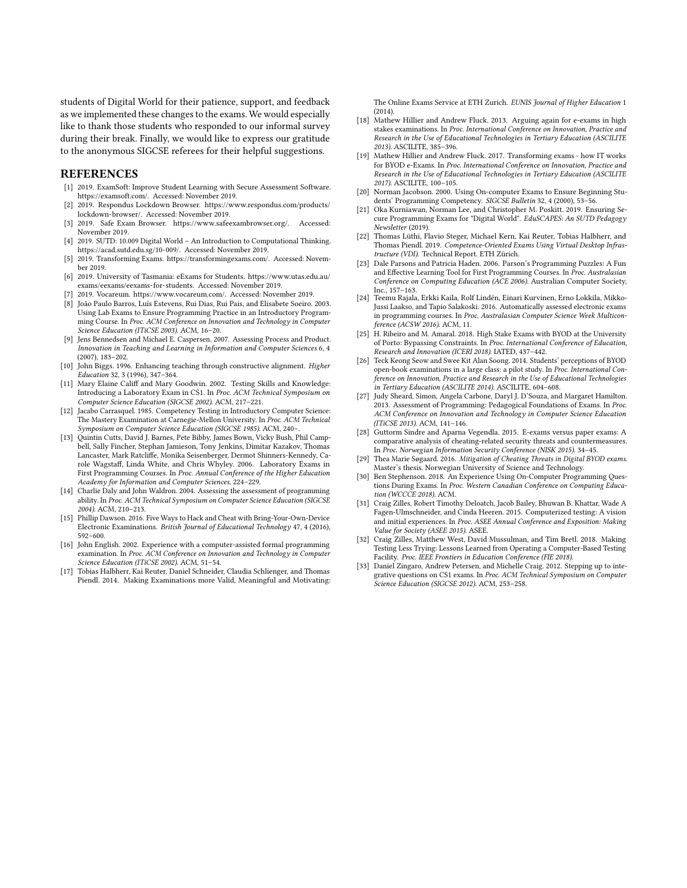students of Digital World for their patience, support, and feedback as we implemented these changes to the exams. We would especially like to thank those students who responded to our informal survey during their break. Finally, we would like to express our gratitude to the anonymous SIGCSE referees for their helpful suggestions.

## REFERENCES

[1] 2019. ExamSoft: Improve Student Learning with Secure Assessment Software. https://examsoft.com/. Accessed: November 2019.

[2] 2019. Respondus Lockdown Browser. https://www.respondus.com/products/lockdown-browser/. Accessed: November 2019.

[3] 2019. Safe Exam Browser. https://www.safeexambrowser.org/. Accessed: November 2019.

[4] 2019. SUTD: 10.009 Digital World – An Introduction to Computational Thinking. https://acad.sutd.edu.sg/10-009/. Accessed: November 2019.

[5] 2019. Transforming Exams. https://transformingexams.com/. Accessed: November 2019.

[6] 2019. University of Tasmania: eExams for Students. https://www.utas.edu.au/exams/eexams/eexams-for-students. Accessed: November 2019.

[7] 2019. Vocareum. https://www.vocareum.com/. Accessed: November 2019.

[8] João Paulo Barros, Luís Estevens, Rui Dias, Rui Pais, and Elisabete Soeiro. 2003. Using Lab Exams to Ensure Programming Practice in an Introductory Programming Course. In *Proc. ACM Conference on Innovation and Technology in Computer Science Education (ITiCSE 2003)*. ACM, 16–20.

[9] Jens Bennedsen and Michael E. Caspersen. 2007. Assessing Process and Product. *Innovation in Teaching and Learning in Information and Computer Sciences* 6, 4 (2007), 183–202.

[10] John Biggs. 1996. Enhancing teaching through constructive alignment. *Higher Education* 32, 3 (1996), 347–364.

[11] Mary Elaine Califf and Mary Goodwin. 2002. Testing Skills and Knowledge: Introducing a Laboratory Exam in CS1. In *Proc. ACM Technical Symposium on Computer Science Education (SIGCSE 2002)*. ACM, 217–221.

[12] Jacobo Carrasquel. 1985. Competency Testing in Introductory Computer Science: The Mastery Examination at Carnegie-Mellon University. In *Proc. ACM Technical Symposium on Computer Science Education (SIGCSE 1985)*. ACM, 240–.

[13] Quintin Cutts, David J. Barnes, Pete Bibby, James Bown, Vicky Bush, Phil Campbell, Sally Fincher, Stephan Jamieson, Tony Jenkins, Dimitar Kazakov, Thomas Lancaster, Mark Ratcliffe, Monika Seisenberger, Dermot Shinners-Kennedy, Carole Wagstaff, Linda White, and Chris Whyley. 2006. Laboratory Exams in First Programming Courses. In *Proc. Annual Conference of the Higher Education Academy for Information and Computer Sciences*. 224–229.

[14] Charlie Daly and John Waldron. 2004. Assessing the assessment of programming ability. In *Proc. ACM Technical Symposium on Computer Science Education (SIGCSE 2004)*. ACM, 210–213.

[15] Phillip Dawson. 2016. Five Ways to Hack and Cheat with Bring-Your-Own-Device Electronic Examinations. *British Journal of Educational Technology* 47, 4 (2016), 592–600.

[16] John English. 2002. Experience with a computer-assisted formal programming examination. In *Proc. ACM Conference on Innovation and Technology in Computer Science Education (ITiCSE 2002)*. ACM, 51–54.

[17] Tobias Halbherr, Kai Reuter, Daniel Schneider, Claudia Schlienger, and Thomas Piendl. 2014. Making Examinations more Valid, Meaningful and Motivating: The Online Exams Service at ETH Zurich. *EUNIS Journal of Higher Education* 1 (2014).

[18] Mathew Hillier and Andrew Fluck. 2013. Arguing again for e-exams in high stakes examinations. In *Proc. International Conference on Innovation, Practice and Research in the Use of Educational Technologies in Tertiary Education (ASCILITE 2013)*. ASCILITE, 385–396.

[19] Mathew Hillier and Andrew Fluck. 2017. Transforming exams - how IT works for BYOD e-Exams. In *Proc. International Conference on Innovation, Practice and Research in the Use of Educational Technologies in Tertiary Education (ASCILITE 2017)*. ASCILITE, 100–105.

[20] Norman Jacobson. 2000. Using On-computer Exams to Ensure Beginning Students' Programming Competency. *SIGCSE Bulletin* 32, 4 (2000), 53–56.

[21] Oka Kurniawan, Norman Lee, and Christopher M. Poskitt. 2019. Ensuring Secure Programming Exams for "Digital World". *EduSCAPES: An SUTD Pedagogy Newsletter* (2019).

[22] Thomas Lüthi, Flavio Steger, Michael Kern, Kai Reuter, Tobias Halbherr, and Thomas Piendl. 2019. *Competence-Oriented Exams Using Virtual Desktop Infrastructure (VDI)*. Technical Report. ETH Zürich.

[23] Dale Parsons and Patricia Haden. 2006. Parson's Programming Puzzles: A Fun and Effective Learning Tool for First Programming Courses. In *Proc. Australasian Conference on Computing Education (ACE 2006)*. Australian Computer Society, Inc., 157–163.

[24] Teemu Rajala, Erkki Kaila, Rolf Lindén, Einari Kurvinen, Erno Lokkila, Mikko-Jussi Laakso, and Tapio Salakoski. 2016. Automatically assessed electronic exams in programming courses. In *Proc. Australasian Computer Science Week Multiconference (ACSW 2016)*. ACM, 11.

[25] H. Ribeiro and M. Amaral. 2018. High Stake Exams with BYOD at the University of Porto: Bypassing Constraints. In *Proc. International Conference of Education, Research and Innovation (ICERI 2018)*. IATED, 437–442.

[26] Teck Keong Seow and Swee Kit Alan Soong. 2014. Students' perceptions of BYOD open-book examinations in a large class: a pilot study. In *Proc. International Conference on Innovation, Practice and Research in the Use of Educational Technologies in Tertiary Education (ASCILITE 2014)*. ASCILITE, 604–608.

[27] Judy Sheard, Simon, Angela Carbone, Daryl J. D'Souza, and Margaret Hamilton. 2013. Assessment of Programming: Pedagogical Foundations of Exams. In *Proc. ACM Conference on Innovation and Technology in Computer Science Education (ITiCSE 2013)*. ACM, 141–146.

[28] Guttorm Sindre and Aparna Vegendla. 2015. E-exams versus paper exams: A comparative analysis of cheating-related security threats and countermeasures. In *Proc. Norwegian Information Security Conference (NISK 2015)*. 34–45.

[29] Thea Marie Søgaard. 2016. *Mitigation of Cheating Threats in Digital BYOD exams*. Master's thesis. Norwegian University of Science and Technology.

[30] Ben Stephenson. 2018. An Experience Using On-Computer Programming Questions During Exams. In *Proc. Western Canadian Conference on Computing Education (WCCCE 2018)*. ACM.

[31] Craig Zilles, Robert Timothy Deloatch, Jacob Bailey, Bhuwan B. Khattar, Wade A Fagen-Ulmschneider, and Cinda Heeren. 2015. Computerized testing: A vision and initial experiences. In *Proc. ASEE Annual Conference and Exposition: Making Value for Society (ASEE 2015)*. ASEE.

[32] Craig Zilles, Matthew West, David Mussulman, and Tim Bretl. 2018. Making Testing Less Trying: Lessons Learned from Operating a Computer-Based Testing Facility. *Proc. IEEE Frontiers in Education Conference (FIE 2018)*.

[33] Daniel Zingaro, Andrew Petersen, and Michelle Craig. 2012. Stepping up to integrative questions on CS1 exams. In *Proc. ACM Technical Symposium on Computer Science Education (SIGCSE 2012)*. ACM, 253–258.